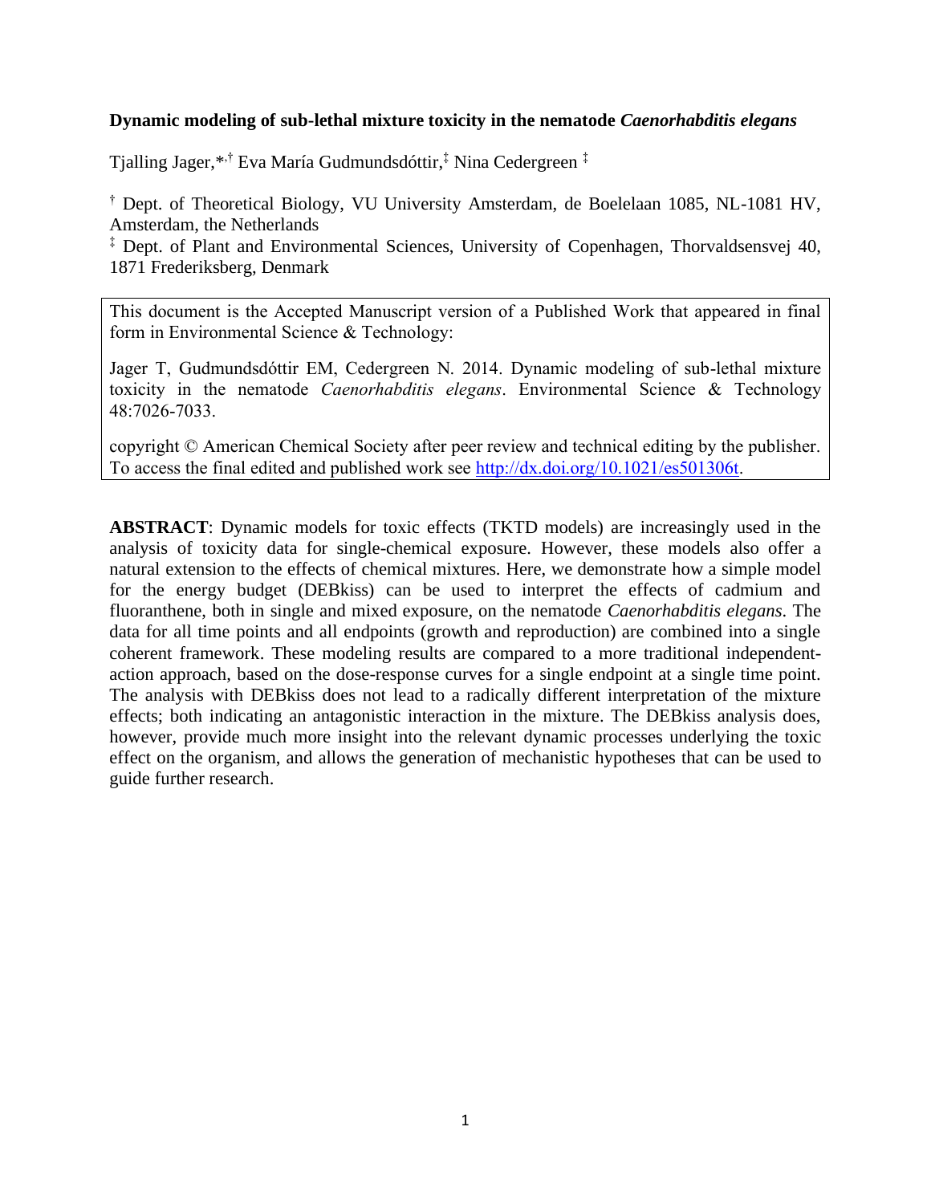**Dynamic modeling of sub-lethal mixture toxicity in the nematode *Caenorhabditis elegans***

Tjalling Jager,*,[†] Eva María Gudmundsdóttir,[‡] Nina Cedergreen [‡]

[†] Dept. of Theoretical Biology, VU University Amsterdam, de Boelelaan 1085, NL-1081 HV, Amsterdam, the Netherlands

[‡] Dept. of Plant and Environmental Sciences, University of Copenhagen, Thorvaldsensvej 40, 1871 Frederiksberg, Denmark

> This document is the Accepted Manuscript version of a Published Work that appeared in final form in Environmental Science & Technology:
>
> Jager T, Gudmundsdóttir EM, Cedergreen N. 2014. Dynamic modeling of sub-lethal mixture toxicity in the nematode *Caenorhabditis elegans*. Environmental Science & Technology 48:7026-7033.
>
> copyright © American Chemical Society after peer review and technical editing by the publisher. To access the final edited and published work see http://dx.doi.org/10.1021/es501306t.

**ABSTRACT**: Dynamic models for toxic effects (TKTD models) are increasingly used in the analysis of toxicity data for single-chemical exposure. However, these models also offer a natural extension to the effects of chemical mixtures. Here, we demonstrate how a simple model for the energy budget (DEBkiss) can be used to interpret the effects of cadmium and fluoranthene, both in single and mixed exposure, on the nematode *Caenorhabditis elegans*. The data for all time points and all endpoints (growth and reproduction) are combined into a single coherent framework. These modeling results are compared to a more traditional independent-action approach, based on the dose-response curves for a single endpoint at a single time point. The analysis with DEBkiss does not lead to a radically different interpretation of the mixture effects; both indicating an antagonistic interaction in the mixture. The DEBkiss analysis does, however, provide much more insight into the relevant dynamic processes underlying the toxic effect on the organism, and allows the generation of mechanistic hypotheses that can be used to guide further research.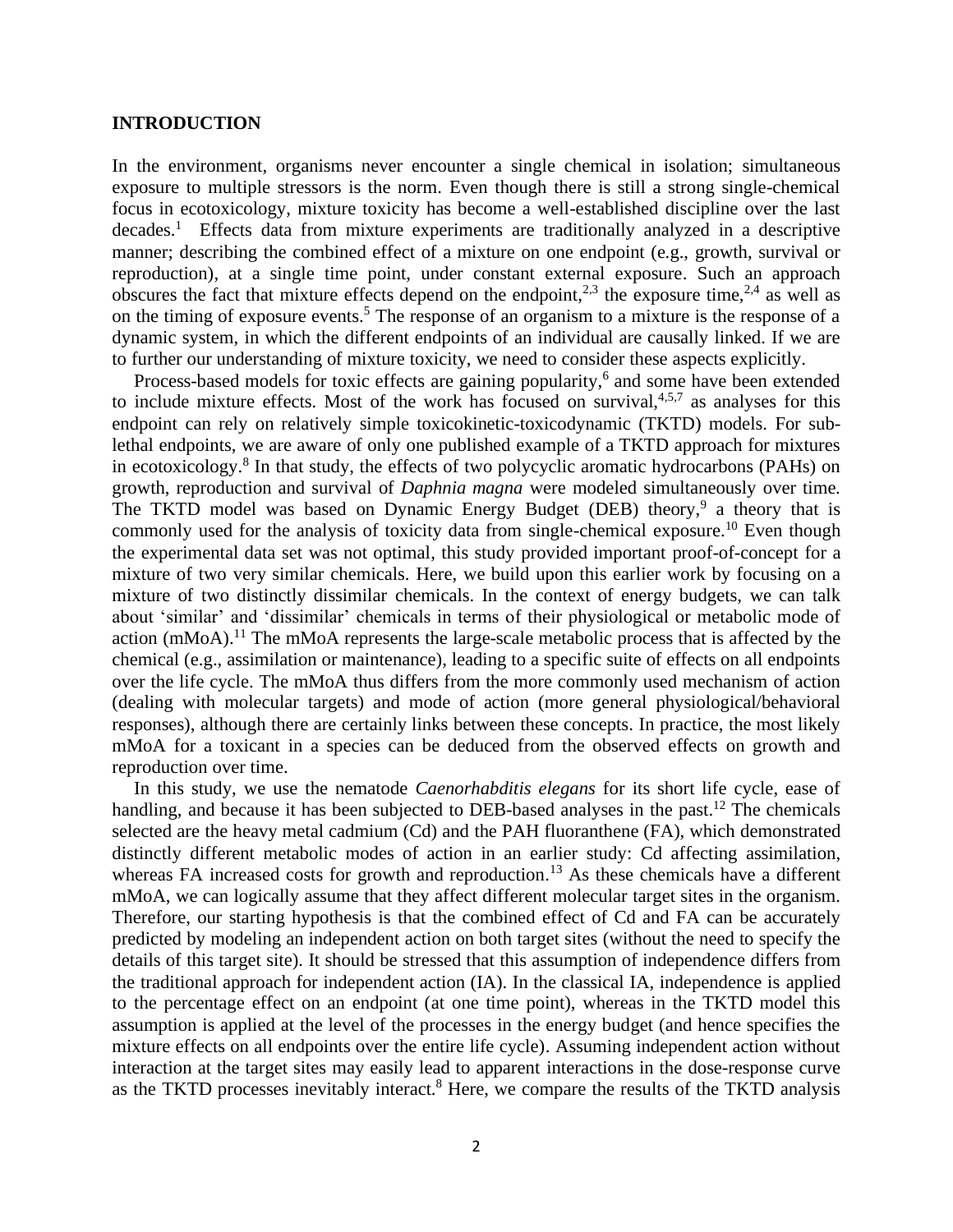## INTRODUCTION

In the environment, organisms never encounter a single chemical in isolation; simultaneous exposure to multiple stressors is the norm. Even though there is still a strong single-chemical focus in ecotoxicology, mixture toxicity has become a well-established discipline over the last decades.[1] Effects data from mixture experiments are traditionally analyzed in a descriptive manner; describing the combined effect of a mixture on one endpoint (e.g., growth, survival or reproduction), at a single time point, under constant external exposure. Such an approach obscures the fact that mixture effects depend on the endpoint,[2,3] the exposure time,[2,4] as well as on the timing of exposure events.[5] The response of an organism to a mixture is the response of a dynamic system, in which the different endpoints of an individual are causally linked. If we are to further our understanding of mixture toxicity, we need to consider these aspects explicitly.

Process-based models for toxic effects are gaining popularity,[6] and some have been extended to include mixture effects. Most of the work has focused on survival,[4,5,7] as analyses for this endpoint can rely on relatively simple toxicokinetic-toxicodynamic (TKTD) models. For sub-lethal endpoints, we are aware of only one published example of a TKTD approach for mixtures in ecotoxicology.[8] In that study, the effects of two polycyclic aromatic hydrocarbons (PAHs) on growth, reproduction and survival of *Daphnia magna* were modeled simultaneously over time. The TKTD model was based on Dynamic Energy Budget (DEB) theory,[9] a theory that is commonly used for the analysis of toxicity data from single-chemical exposure.[10] Even though the experimental data set was not optimal, this study provided important proof-of-concept for a mixture of two very similar chemicals. Here, we build upon this earlier work by focusing on a mixture of two distinctly dissimilar chemicals. In the context of energy budgets, we can talk about 'similar' and 'dissimilar' chemicals in terms of their physiological or metabolic mode of action (mMoA).[11] The mMoA represents the large-scale metabolic process that is affected by the chemical (e.g., assimilation or maintenance), leading to a specific suite of effects on all endpoints over the life cycle. The mMoA thus differs from the more commonly used mechanism of action (dealing with molecular targets) and mode of action (more general physiological/behavioral responses), although there are certainly links between these concepts. In practice, the most likely mMoA for a toxicant in a species can be deduced from the observed effects on growth and reproduction over time.

In this study, we use the nematode *Caenorhabditis elegans* for its short life cycle, ease of handling, and because it has been subjected to DEB-based analyses in the past.[12] The chemicals selected are the heavy metal cadmium (Cd) and the PAH fluoranthene (FA), which demonstrated distinctly different metabolic modes of action in an earlier study: Cd affecting assimilation, whereas FA increased costs for growth and reproduction.[13] As these chemicals have a different mMoA, we can logically assume that they affect different molecular target sites in the organism. Therefore, our starting hypothesis is that the combined effect of Cd and FA can be accurately predicted by modeling an independent action on both target sites (without the need to specify the details of this target site). It should be stressed that this assumption of independence differs from the traditional approach for independent action (IA). In the classical IA, independence is applied to the percentage effect on an endpoint (at one time point), whereas in the TKTD model this assumption is applied at the level of the processes in the energy budget (and hence specifies the mixture effects on all endpoints over the entire life cycle). Assuming independent action without interaction at the target sites may easily lead to apparent interactions in the dose-response curve as the TKTD processes inevitably interact.[8] Here, we compare the results of the TKTD analysis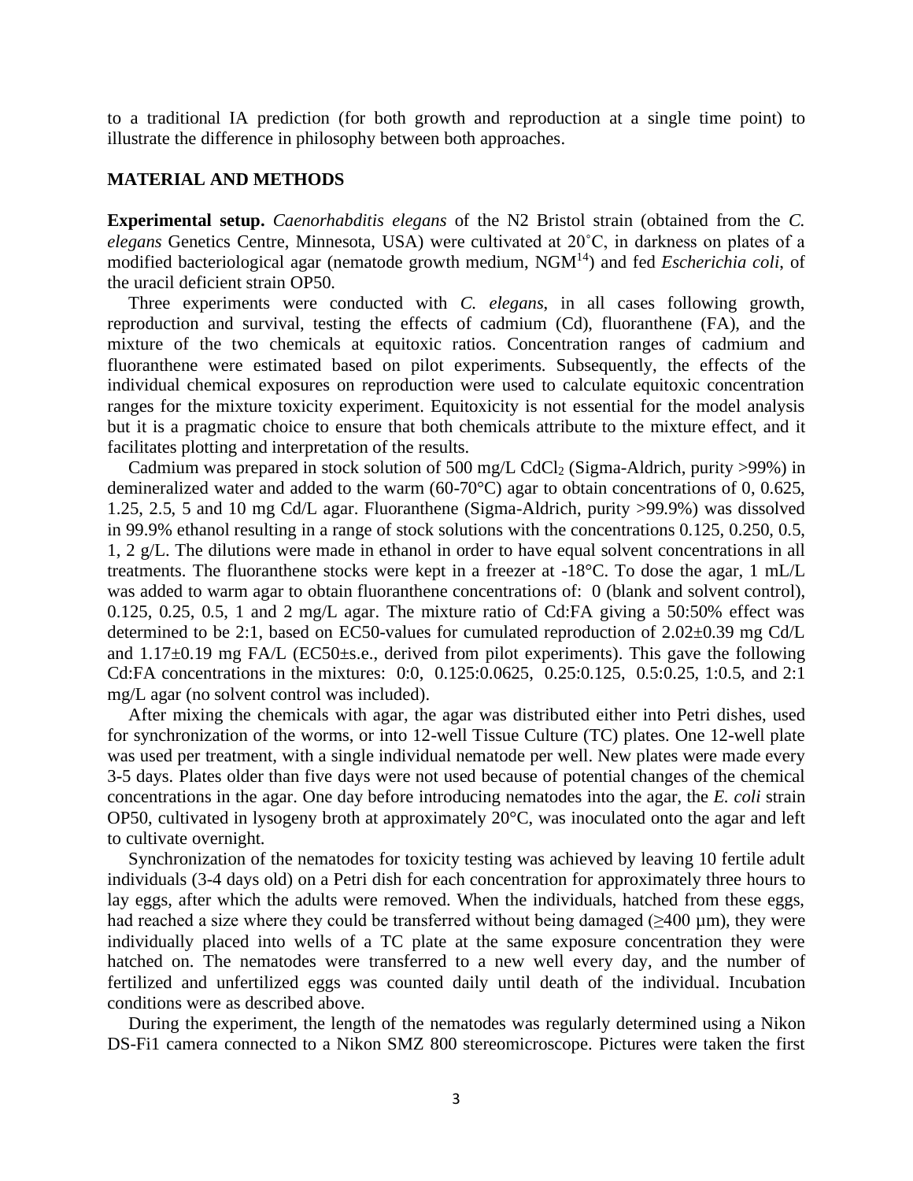to a traditional IA prediction (for both growth and reproduction at a single time point) to illustrate the difference in philosophy between both approaches.

## MATERIAL AND METHODS

**Experimental setup.** *Caenorhabditis elegans* of the N2 Bristol strain (obtained from the *C. elegans* Genetics Centre, Minnesota, USA) were cultivated at 20˚C, in darkness on plates of a modified bacteriological agar (nematode growth medium, NGM[14]) and fed *Escherichia coli*, of the uracil deficient strain OP50.

Three experiments were conducted with *C. elegans*, in all cases following growth, reproduction and survival, testing the effects of cadmium (Cd), fluoranthene (FA), and the mixture of the two chemicals at equitoxic ratios. Concentration ranges of cadmium and fluoranthene were estimated based on pilot experiments. Subsequently, the effects of the individual chemical exposures on reproduction were used to calculate equitoxic concentration ranges for the mixture toxicity experiment. Equitoxicity is not essential for the model analysis but it is a pragmatic choice to ensure that both chemicals attribute to the mixture effect, and it facilitates plotting and interpretation of the results.

Cadmium was prepared in stock solution of 500 mg/L $CdCl_2$ (Sigma-Aldrich, purity >99%) in demineralized water and added to the warm (60-70°C) agar to obtain concentrations of 0, 0.625, 1.25, 2.5, 5 and 10 mg Cd/L agar. Fluoranthene (Sigma-Aldrich, purity >99.9%) was dissolved in 99.9% ethanol resulting in a range of stock solutions with the concentrations 0.125, 0.250, 0.5, 1, 2 g/L. The dilutions were made in ethanol in order to have equal solvent concentrations in all treatments. The fluoranthene stocks were kept in a freezer at -18°C. To dose the agar, 1 mL/L was added to warm agar to obtain fluoranthene concentrations of: 0 (blank and solvent control), 0.125, 0.25, 0.5, 1 and 2 mg/L agar. The mixture ratio of Cd:FA giving a 50:50% effect was determined to be 2:1, based on EC50-values for cumulated reproduction of 2.02±0.39 mg Cd/L and 1.17±0.19 mg FA/L (EC50±s.e., derived from pilot experiments). This gave the following Cd:FA concentrations in the mixtures: 0:0, 0.125:0.0625, 0.25:0.125, 0.5:0.25, 1:0.5, and 2:1 mg/L agar (no solvent control was included).

After mixing the chemicals with agar, the agar was distributed either into Petri dishes, used for synchronization of the worms, or into 12-well Tissue Culture (TC) plates. One 12-well plate was used per treatment, with a single individual nematode per well. New plates were made every 3-5 days. Plates older than five days were not used because of potential changes of the chemical concentrations in the agar. One day before introducing nematodes into the agar, the *E. coli* strain OP50, cultivated in lysogeny broth at approximately 20°C, was inoculated onto the agar and left to cultivate overnight.

Synchronization of the nematodes for toxicity testing was achieved by leaving 10 fertile adult individuals (3-4 days old) on a Petri dish for each concentration for approximately three hours to lay eggs, after which the adults were removed. When the individuals, hatched from these eggs, had reached a size where they could be transferred without being damaged (≥400 µm), they were individually placed into wells of a TC plate at the same exposure concentration they were hatched on. The nematodes were transferred to a new well every day, and the number of fertilized and unfertilized eggs was counted daily until death of the individual. Incubation conditions were as described above.

During the experiment, the length of the nematodes was regularly determined using a Nikon DS-Fi1 camera connected to a Nikon SMZ 800 stereomicroscope. Pictures were taken the first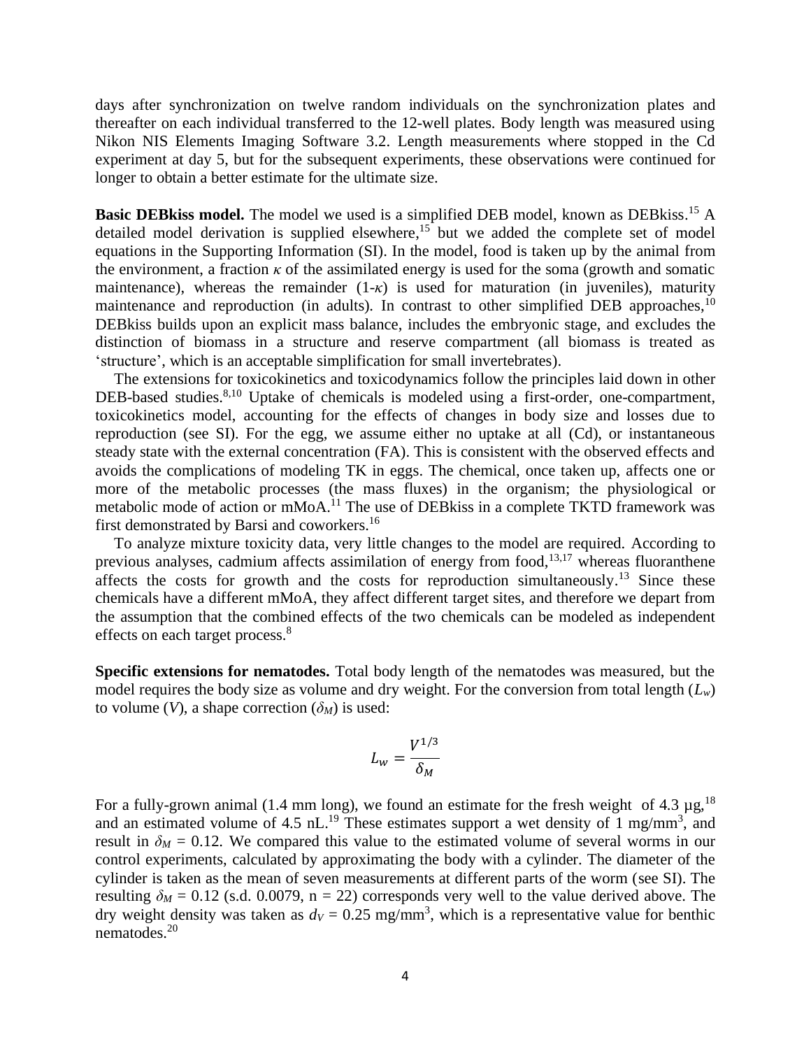days after synchronization on twelve random individuals on the synchronization plates and thereafter on each individual transferred to the 12-well plates. Body length was measured using Nikon NIS Elements Imaging Software 3.2. Length measurements where stopped in the Cd experiment at day 5, but for the subsequent experiments, these observations were continued for longer to obtain a better estimate for the ultimate size.

**Basic DEBkiss model.** The model we used is a simplified DEB model, known as DEBkiss.[15] A detailed model derivation is supplied elsewhere,[15] but we added the complete set of model equations in the Supporting Information (SI). In the model, food is taken up by the animal from the environment, a fraction $\kappa$ of the assimilated energy is used for the soma (growth and somatic maintenance), whereas the remainder ($1$-$\kappa$) is used for maturation (in juveniles), maturity maintenance and reproduction (in adults). In contrast to other simplified DEB approaches,[10] DEBkiss builds upon an explicit mass balance, includes the embryonic stage, and excludes the distinction of biomass in a structure and reserve compartment (all biomass is treated as 'structure', which is an acceptable simplification for small invertebrates).

The extensions for toxicokinetics and toxicodynamics follow the principles laid down in other DEB-based studies.[8,10] Uptake of chemicals is modeled using a first-order, one-compartment, toxicokinetics model, accounting for the effects of changes in body size and losses due to reproduction (see SI). For the egg, we assume either no uptake at all (Cd), or instantaneous steady state with the external concentration (FA). This is consistent with the observed effects and avoids the complications of modeling TK in eggs. The chemical, once taken up, affects one or more of the metabolic processes (the mass fluxes) in the organism; the physiological or metabolic mode of action or mMoA.[11] The use of DEBkiss in a complete TKTD framework was first demonstrated by Barsi and coworkers.[16]

To analyze mixture toxicity data, very little changes to the model are required. According to previous analyses, cadmium affects assimilation of energy from food,[13,17] whereas fluoranthene affects the costs for growth and the costs for reproduction simultaneously.[13] Since these chemicals have a different mMoA, they affect different target sites, and therefore we depart from the assumption that the combined effects of the two chemicals can be modeled as independent effects on each target process.[8]

**Specific extensions for nematodes.** Total body length of the nematodes was measured, but the model requires the body size as volume and dry weight. For the conversion from total length ($L_w$) to volume ($V$), a shape correction ($\delta_M$) is used:

$$L_w = \frac{V^{1/3}}{\delta_M}$$

For a fully-grown animal (1.4 mm long), we found an estimate for the fresh weight of 4.3 µg,[18] and an estimated volume of 4.5 nL.[19] These estimates support a wet density of 1 mg/mm$^3$, and result in $\delta_M = 0.12$. We compared this value to the estimated volume of several worms in our control experiments, calculated by approximating the body with a cylinder. The diameter of the cylinder is taken as the mean of seven measurements at different parts of the worm (see SI). The resulting $\delta_M = 0.12$ (s.d. 0.0079, $n = 22$) corresponds very well to the value derived above. The dry weight density was taken as $d_V = 0.25$ mg/mm$^3$, which is a representative value for benthic nematodes.[20]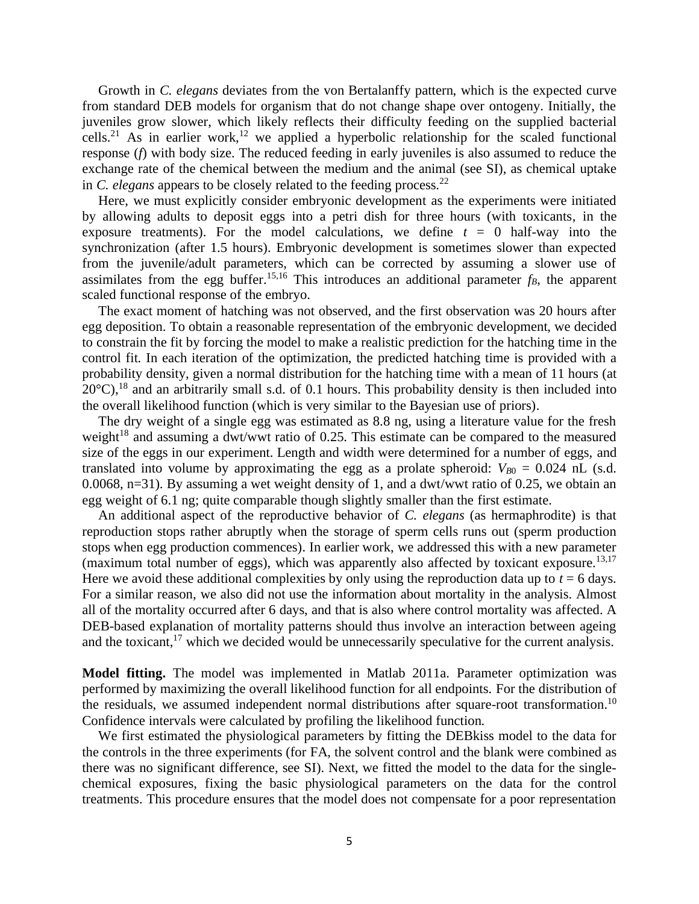Growth in *C. elegans* deviates from the von Bertalanffy pattern, which is the expected curve from standard DEB models for organism that do not change shape over ontogeny. Initially, the juveniles grow slower, which likely reflects their difficulty feeding on the supplied bacterial cells.[21] As in earlier work,[12] we applied a hyperbolic relationship for the scaled functional response ($f$) with body size. The reduced feeding in early juveniles is also assumed to reduce the exchange rate of the chemical between the medium and the animal (see SI), as chemical uptake in *C. elegans* appears to be closely related to the feeding process.[22]

Here, we must explicitly consider embryonic development as the experiments were initiated by allowing adults to deposit eggs into a petri dish for three hours (with toxicants, in the exposure treatments). For the model calculations, we define $t$ = 0 half-way into the synchronization (after 1.5 hours). Embryonic development is sometimes slower than expected from the juvenile/adult parameters, which can be corrected by assuming a slower use of assimilates from the egg buffer.[15,16] This introduces an additional parameter $f_B$, the apparent scaled functional response of the embryo.

The exact moment of hatching was not observed, and the first observation was 20 hours after egg deposition. To obtain a reasonable representation of the embryonic development, we decided to constrain the fit by forcing the model to make a realistic prediction for the hatching time in the control fit. In each iteration of the optimization, the predicted hatching time is provided with a probability density, given a normal distribution for the hatching time with a mean of 11 hours (at 20°C),[18] and an arbitrarily small s.d. of 0.1 hours. This probability density is then included into the overall likelihood function (which is very similar to the Bayesian use of priors).

The dry weight of a single egg was estimated as 8.8 ng, using a literature value for the fresh weight[18] and assuming a dwt/wwt ratio of 0.25. This estimate can be compared to the measured size of the eggs in our experiment. Length and width were determined for a number of eggs, and translated into volume by approximating the egg as a prolate spheroid: $V_{B0}$ = 0.024 nL (s.d. 0.0068, n=31). By assuming a wet weight density of 1, and a dwt/wwt ratio of 0.25, we obtain an egg weight of 6.1 ng; quite comparable though slightly smaller than the first estimate.

An additional aspect of the reproductive behavior of *C. elegans* (as hermaphrodite) is that reproduction stops rather abruptly when the storage of sperm cells runs out (sperm production stops when egg production commences). In earlier work, we addressed this with a new parameter (maximum total number of eggs), which was apparently also affected by toxicant exposure.[13,17] Here we avoid these additional complexities by only using the reproduction data up to $t$ = 6 days. For a similar reason, we also did not use the information about mortality in the analysis. Almost all of the mortality occurred after 6 days, and that is also where control mortality was affected. A DEB-based explanation of mortality patterns should thus involve an interaction between ageing and the toxicant,[17] which we decided would be unnecessarily speculative for the current analysis.

**Model fitting.** The model was implemented in Matlab 2011a. Parameter optimization was performed by maximizing the overall likelihood function for all endpoints. For the distribution of the residuals, we assumed independent normal distributions after square-root transformation.[10] Confidence intervals were calculated by profiling the likelihood function.

We first estimated the physiological parameters by fitting the DEBkiss model to the data for the controls in the three experiments (for FA, the solvent control and the blank were combined as there was no significant difference, see SI). Next, we fitted the model to the data for the single-chemical exposures, fixing the basic physiological parameters on the data for the control treatments. This procedure ensures that the model does not compensate for a poor representation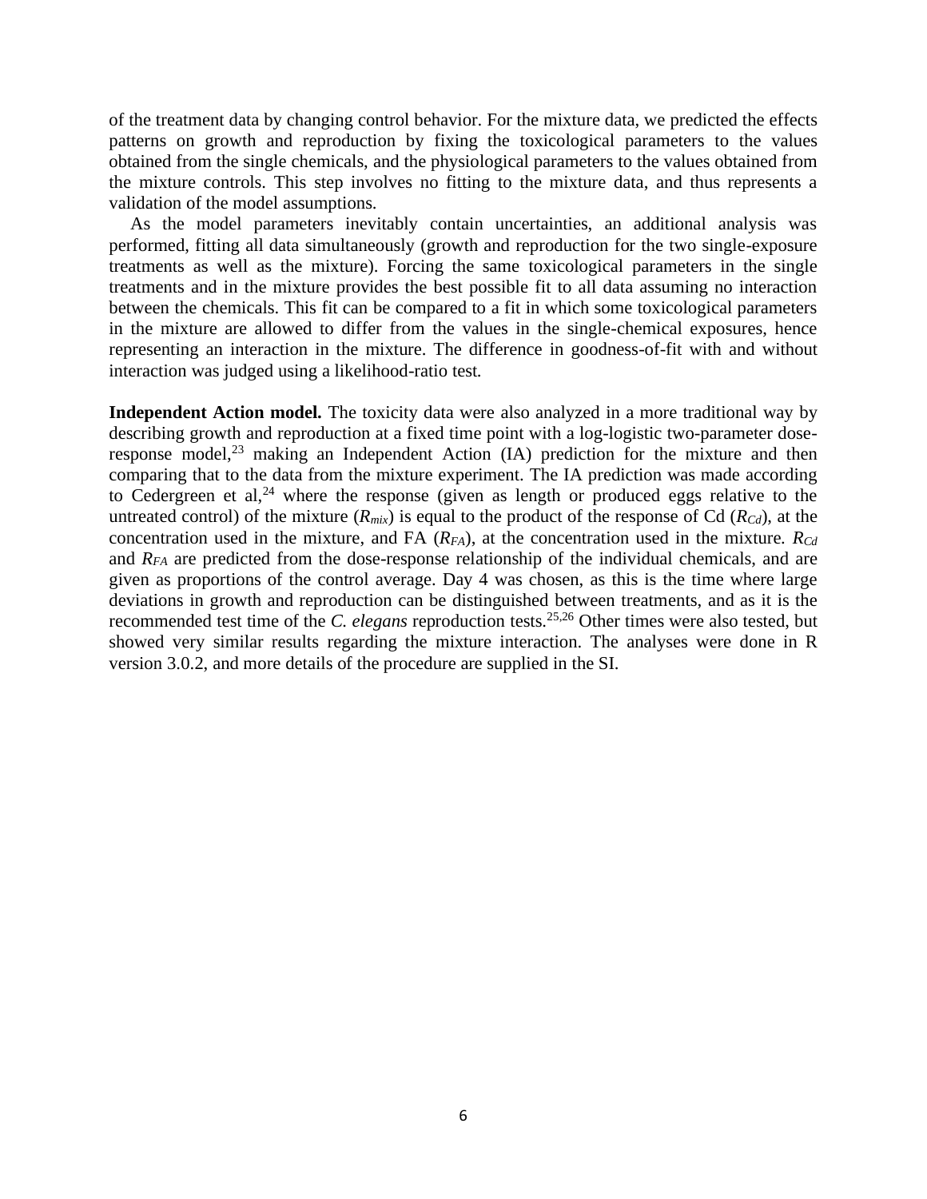of the treatment data by changing control behavior. For the mixture data, we predicted the effects patterns on growth and reproduction by fixing the toxicological parameters to the values obtained from the single chemicals, and the physiological parameters to the values obtained from the mixture controls. This step involves no fitting to the mixture data, and thus represents a validation of the model assumptions.

As the model parameters inevitably contain uncertainties, an additional analysis was performed, fitting all data simultaneously (growth and reproduction for the two single-exposure treatments as well as the mixture). Forcing the same toxicological parameters in the single treatments and in the mixture provides the best possible fit to all data assuming no interaction between the chemicals. This fit can be compared to a fit in which some toxicological parameters in the mixture are allowed to differ from the values in the single-chemical exposures, hence representing an interaction in the mixture. The difference in goodness-of-fit with and without interaction was judged using a likelihood-ratio test.

**Independent Action model.** The toxicity data were also analyzed in a more traditional way by describing growth and reproduction at a fixed time point with a log-logistic two-parameter dose-response model,[23] making an Independent Action (IA) prediction for the mixture and then comparing that to the data from the mixture experiment. The IA prediction was made according to Cedergreen et al,[24] where the response (given as length or produced eggs relative to the untreated control) of the mixture ($R_{mix}$) is equal to the product of the response of Cd ($R_{Cd}$), at the concentration used in the mixture, and FA ($R_{FA}$), at the concentration used in the mixture. $R_{Cd}$ and $R_{FA}$ are predicted from the dose-response relationship of the individual chemicals, and are given as proportions of the control average. Day 4 was chosen, as this is the time where large deviations in growth and reproduction can be distinguished between treatments, and as it is the recommended test time of the *C. elegans* reproduction tests.[25,26] Other times were also tested, but showed very similar results regarding the mixture interaction. The analyses were done in R version 3.0.2, and more details of the procedure are supplied in the SI.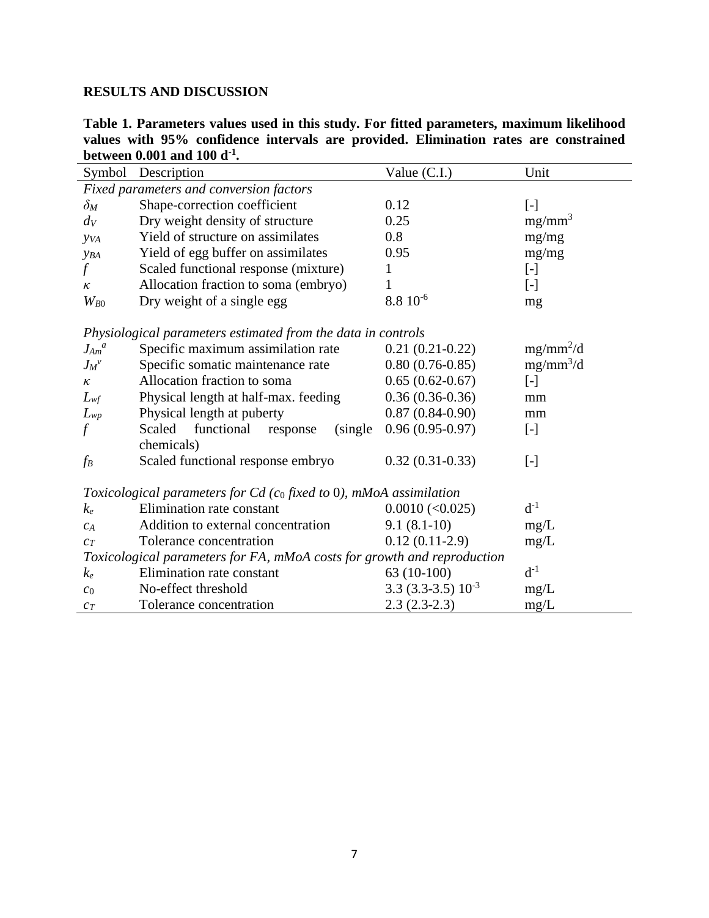## RESULTS AND DISCUSSION

**Table 1. Parameters values used in this study. For fitted parameters, maximum likelihood values with 95% confidence intervals are provided. Elimination rates are constrained between 0.001 and 100 d$^{-1}$.**

| Symbol | Description | Value (C.I.) | Unit |
|---|---|---|---|
| *Fixed parameters and conversion factors* | | | |
| $\delta_M$ | Shape-correction coefficient | 0.12 | [-] |
| $d_V$ | Dry weight density of structure | 0.25 | mg/mm$^3$ |
| $y_{VA}$ | Yield of structure on assimilates | 0.8 | mg/mg |
| $y_{BA}$ | Yield of egg buffer on assimilates | 0.95 | mg/mg |
| $f$ | Scaled functional response (mixture) | 1 | [-] |
| $\kappa$ | Allocation fraction to soma (embryo) | 1 | [-] |
| $W_{B0}$ | Dry weight of a single egg | 8.8 $10^{-6}$ | mg |
| *Physiological parameters estimated from the data in controls* | | | |
| $J_{Am}^{a}$ | Specific maximum assimilation rate | 0.21 (0.21-0.22) | mg/mm$^2$/d |
| $J_M^{v}$ | Specific somatic maintenance rate | 0.80 (0.76-0.85) | mg/mm$^3$/d |
| $\kappa$ | Allocation fraction to soma | 0.65 (0.62-0.67) | [-] |
| $L_{wf}$ | Physical length at half-max. feeding | 0.36 (0.36-0.36) | mm |
| $L_{wp}$ | Physical length at puberty | 0.87 (0.84-0.90) | mm |
| $f$ | Scaled functional response (single chemicals) | 0.96 (0.95-0.97) | [-] |
| $f_B$ | Scaled functional response embryo | 0.32 (0.31-0.33) | [-] |
| *Toxicological parameters for Cd ($c_0$ fixed to 0), mMoA assimilation* | | | |
| $k_e$ | Elimination rate constant | 0.0010 (<0.025) | d$^{-1}$ |
| $c_A$ | Addition to external concentration | 9.1 (8.1-10) | mg/L |
| $c_T$ | Tolerance concentration | 0.12 (0.11-2.9) | mg/L |
| *Toxicological parameters for FA, mMoA costs for growth and reproduction* | | | |
| $k_e$ | Elimination rate constant | 63 (10-100) | d$^{-1}$ |
| $c_0$ | No-effect threshold | 3.3 (3.3-3.5) $10^{-3}$ | mg/L |
| $c_T$ | Tolerance concentration | 2.3 (2.3-2.3) | mg/L |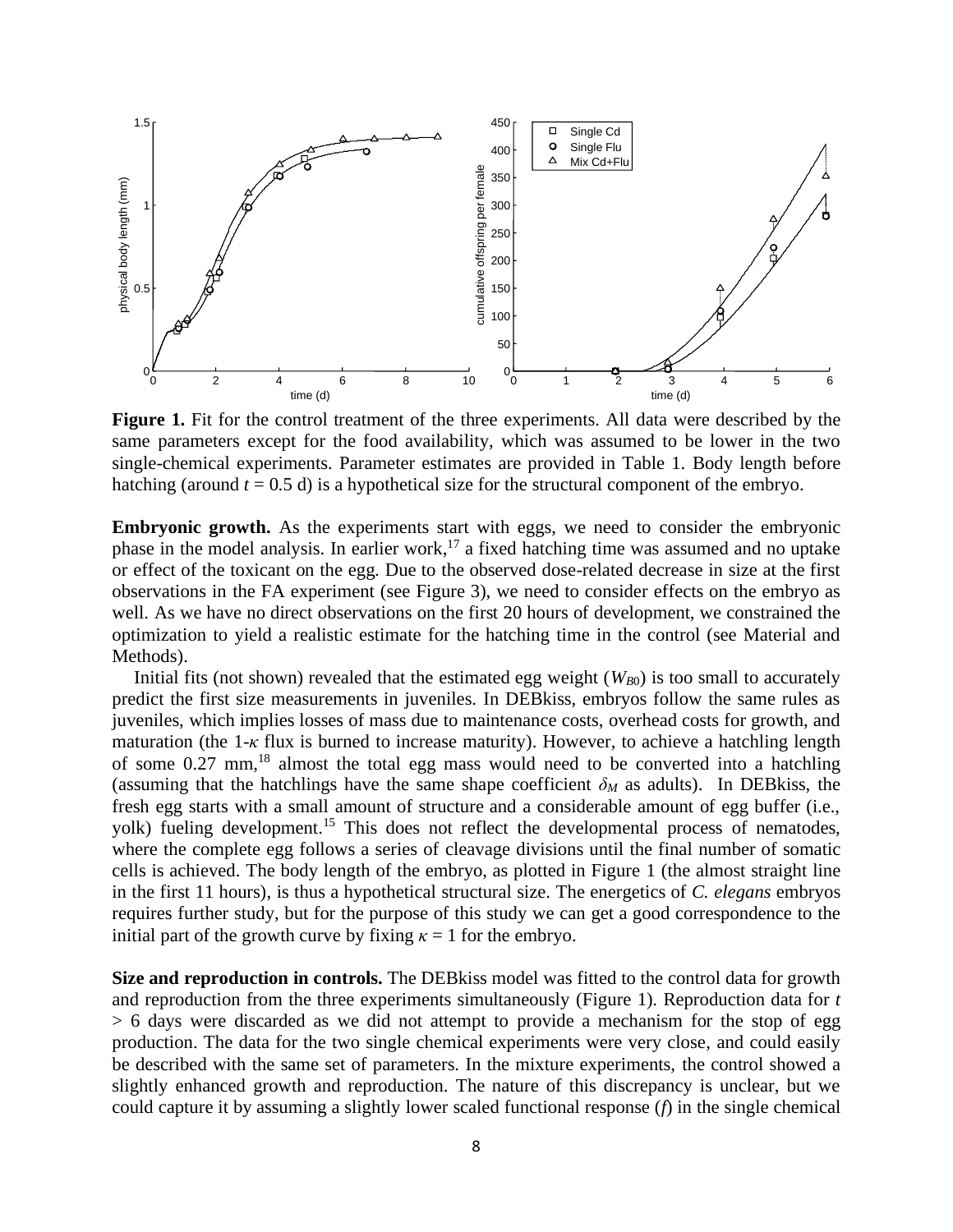**Figure 1.** Fit for the control treatment of the three experiments. All data were described by the same parameters except for the food availability, which was assumed to be lower in the two single-chemical experiments. Parameter estimates are provided in Table 1. Body length before hatching (around $t = 0.5$ d) is a hypothetical size for the structural component of the embryo.

**Embryonic growth.** As the experiments start with eggs, we need to consider the embryonic phase in the model analysis. In earlier work,[17] a fixed hatching time was assumed and no uptake or effect of the toxicant on the egg. Due to the observed dose-related decrease in size at the first observations in the FA experiment (see Figure 3), we need to consider effects on the embryo as well. As we have no direct observations on the first 20 hours of development, we constrained the optimization to yield a realistic estimate for the hatching time in the control (see Material and Methods).

Initial fits (not shown) revealed that the estimated egg weight ($W_{B0}$) is too small to accurately predict the first size measurements in juveniles. In DEBkiss, embryos follow the same rules as juveniles, which implies losses of mass due to maintenance costs, overhead costs for growth, and maturation (the 1-$\kappa$ flux is burned to increase maturity). However, to achieve a hatchling length of some 0.27 mm,[18] almost the total egg mass would need to be converted into a hatchling (assuming that the hatchlings have the same shape coefficient $\delta_M$ as adults). In DEBkiss, the fresh egg starts with a small amount of structure and a considerable amount of egg buffer (i.e., yolk) fueling development.[15] This does not reflect the developmental process of nematodes, where the complete egg follows a series of cleavage divisions until the final number of somatic cells is achieved. The body length of the embryo, as plotted in Figure 1 (the almost straight line in the first 11 hours), is thus a hypothetical structural size. The energetics of *C. elegans* embryos requires further study, but for the purpose of this study we can get a good correspondence to the initial part of the growth curve by fixing $\kappa = 1$ for the embryo.

**Size and reproduction in controls.** The DEBkiss model was fitted to the control data for growth and reproduction from the three experiments simultaneously (Figure 1). Reproduction data for $t > 6$ days were discarded as we did not attempt to provide a mechanism for the stop of egg production. The data for the two single chemical experiments were very close, and could easily be described with the same set of parameters. In the mixture experiments, the control showed a slightly enhanced growth and reproduction. The nature of this discrepancy is unclear, but we could capture it by assuming a slightly lower scaled functional response ($f$) in the single chemical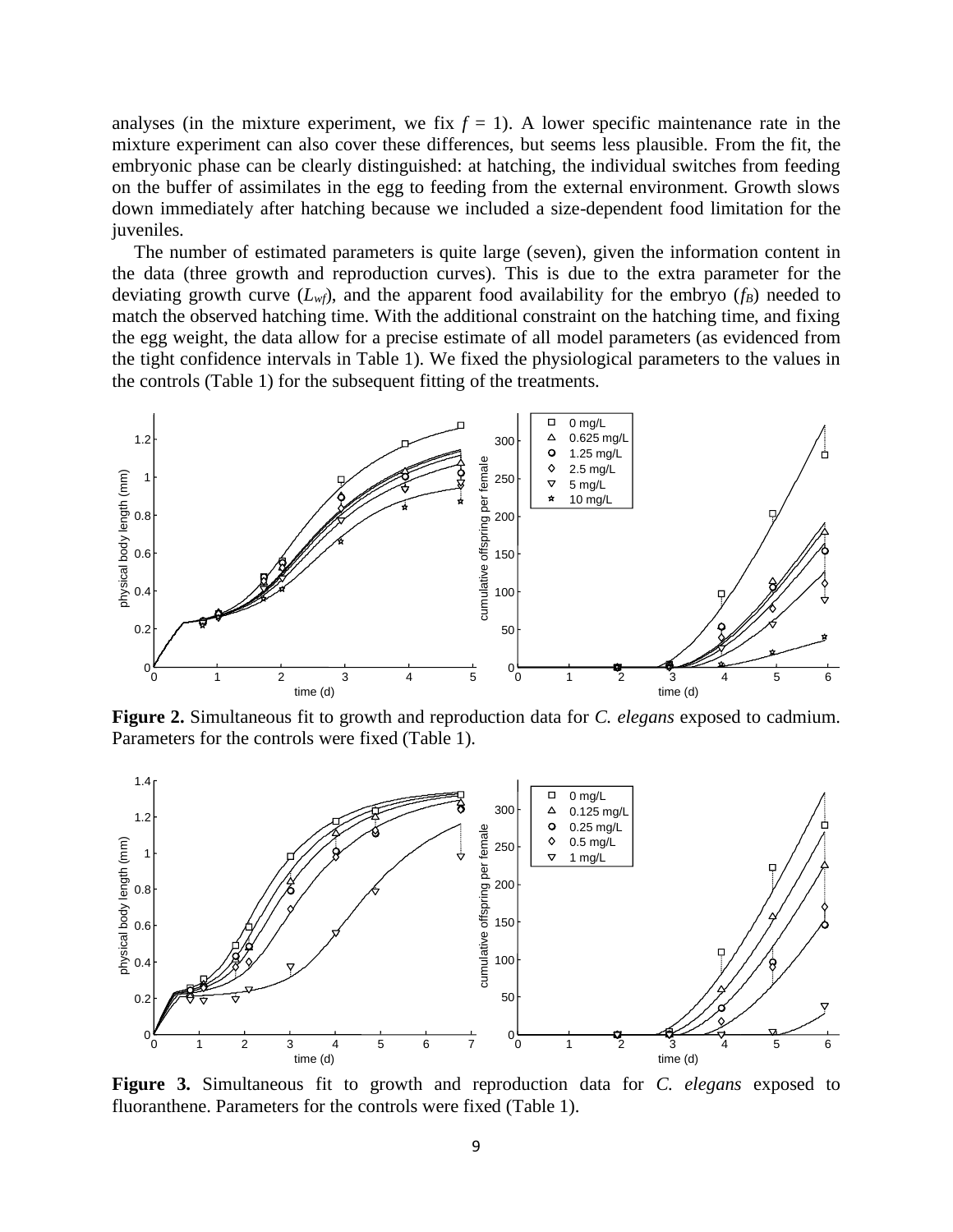analyses (in the mixture experiment, we fix $f = 1$). A lower specific maintenance rate in the mixture experiment can also cover these differences, but seems less plausible. From the fit, the embryonic phase can be clearly distinguished: at hatching, the individual switches from feeding on the buffer of assimilates in the egg to feeding from the external environment. Growth slows down immediately after hatching because we included a size-dependent food limitation for the juveniles.

The number of estimated parameters is quite large (seven), given the information content in the data (three growth and reproduction curves). This is due to the extra parameter for the deviating growth curve ($L_{wf}$), and the apparent food availability for the embryo ($f_B$) needed to match the observed hatching time. With the additional constraint on the hatching time, and fixing the egg weight, the data allow for a precise estimate of all model parameters (as evidenced from the tight confidence intervals in Table 1). We fixed the physiological parameters to the values in the controls (Table 1) for the subsequent fitting of the treatments.

**Figure 2.** Simultaneous fit to growth and reproduction data for *C. elegans* exposed to cadmium. Parameters for the controls were fixed (Table 1).

**Figure 3.** Simultaneous fit to growth and reproduction data for *C. elegans* exposed to fluoranthene. Parameters for the controls were fixed (Table 1).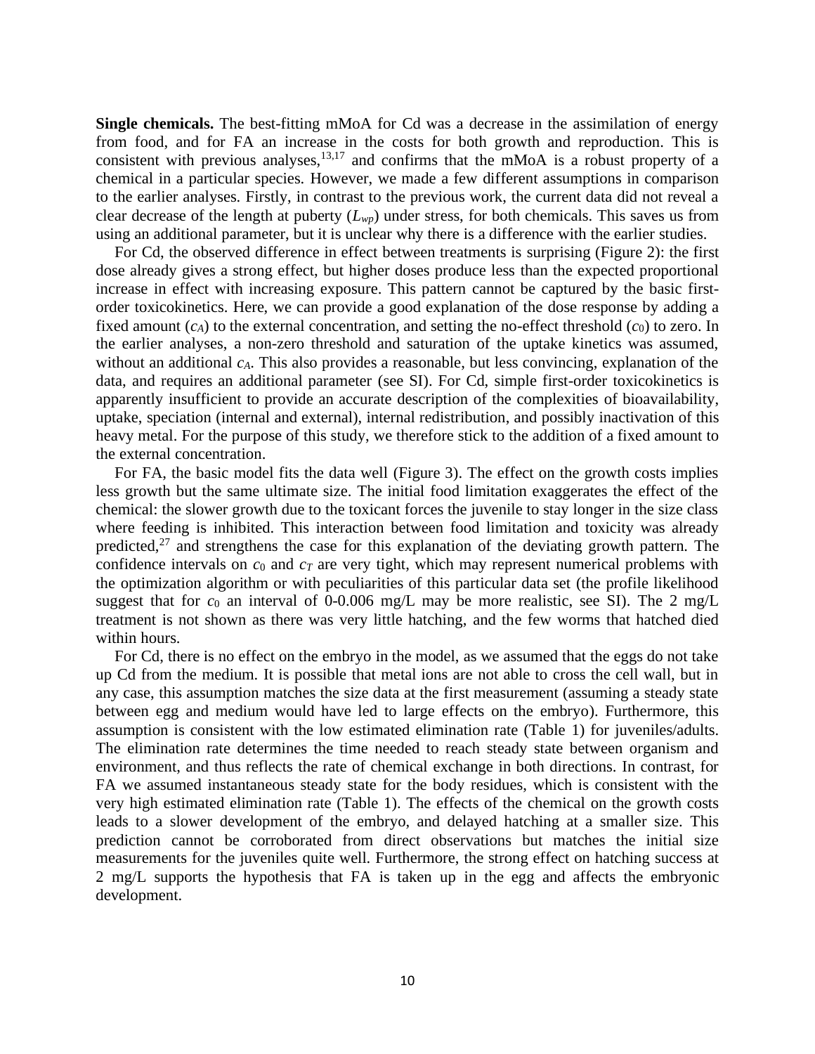**Single chemicals.** The best-fitting mMoA for Cd was a decrease in the assimilation of energy from food, and for FA an increase in the costs for both growth and reproduction. This is consistent with previous analyses,[13,17] and confirms that the mMoA is a robust property of a chemical in a particular species. However, we made a few different assumptions in comparison to the earlier analyses. Firstly, in contrast to the previous work, the current data did not reveal a clear decrease of the length at puberty ($L_{wp}$) under stress, for both chemicals. This saves us from using an additional parameter, but it is unclear why there is a difference with the earlier studies.

For Cd, the observed difference in effect between treatments is surprising (Figure 2): the first dose already gives a strong effect, but higher doses produce less than the expected proportional increase in effect with increasing exposure. This pattern cannot be captured by the basic first-order toxicokinetics. Here, we can provide a good explanation of the dose response by adding a fixed amount ($c_A$) to the external concentration, and setting the no-effect threshold ($c_0$) to zero. In the earlier analyses, a non-zero threshold and saturation of the uptake kinetics was assumed, without an additional $c_A$. This also provides a reasonable, but less convincing, explanation of the data, and requires an additional parameter (see SI). For Cd, simple first-order toxicokinetics is apparently insufficient to provide an accurate description of the complexities of bioavailability, uptake, speciation (internal and external), internal redistribution, and possibly inactivation of this heavy metal. For the purpose of this study, we therefore stick to the addition of a fixed amount to the external concentration.

For FA, the basic model fits the data well (Figure 3). The effect on the growth costs implies less growth but the same ultimate size. The initial food limitation exaggerates the effect of the chemical: the slower growth due to the toxicant forces the juvenile to stay longer in the size class where feeding is inhibited. This interaction between food limitation and toxicity was already predicted,[27] and strengthens the case for this explanation of the deviating growth pattern. The confidence intervals on $c_0$ and $c_T$ are very tight, which may represent numerical problems with the optimization algorithm or with peculiarities of this particular data set (the profile likelihood suggest that for $c_0$ an interval of 0-0.006 mg/L may be more realistic, see SI). The 2 mg/L treatment is not shown as there was very little hatching, and the few worms that hatched died within hours.

For Cd, there is no effect on the embryo in the model, as we assumed that the eggs do not take up Cd from the medium. It is possible that metal ions are not able to cross the cell wall, but in any case, this assumption matches the size data at the first measurement (assuming a steady state between egg and medium would have led to large effects on the embryo). Furthermore, this assumption is consistent with the low estimated elimination rate (Table 1) for juveniles/adults. The elimination rate determines the time needed to reach steady state between organism and environment, and thus reflects the rate of chemical exchange in both directions. In contrast, for FA we assumed instantaneous steady state for the body residues, which is consistent with the very high estimated elimination rate (Table 1). The effects of the chemical on the growth costs leads to a slower development of the embryo, and delayed hatching at a smaller size. This prediction cannot be corroborated from direct observations but matches the initial size measurements for the juveniles quite well. Furthermore, the strong effect on hatching success at 2 mg/L supports the hypothesis that FA is taken up in the egg and affects the embryonic development.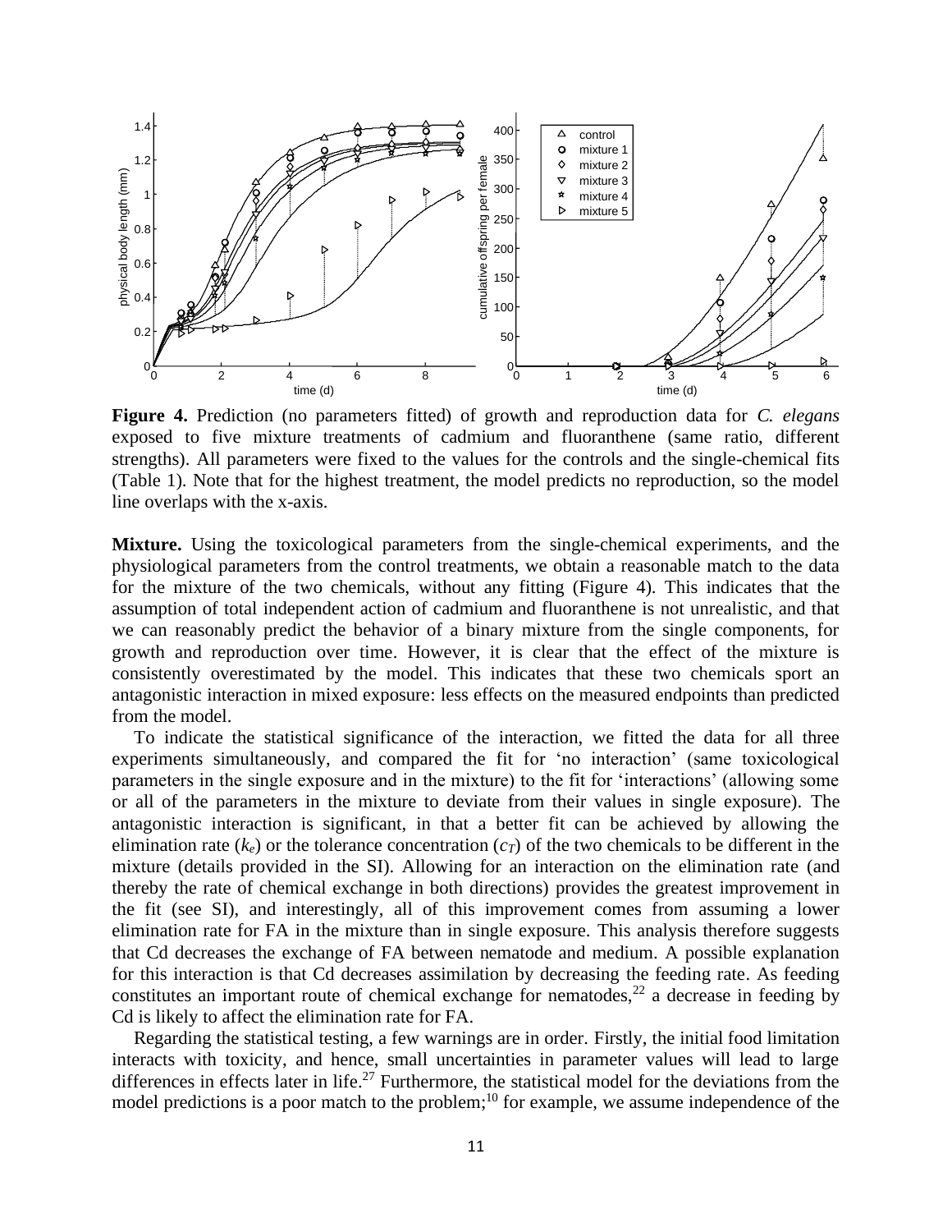**Figure 4.** Prediction (no parameters fitted) of growth and reproduction data for *C. elegans* exposed to five mixture treatments of cadmium and fluoranthene (same ratio, different strengths). All parameters were fixed to the values for the controls and the single-chemical fits (Table 1). Note that for the highest treatment, the model predicts no reproduction, so the model line overlaps with the x-axis.

**Mixture.** Using the toxicological parameters from the single-chemical experiments, and the physiological parameters from the control treatments, we obtain a reasonable match to the data for the mixture of the two chemicals, without any fitting (Figure 4). This indicates that the assumption of total independent action of cadmium and fluoranthene is not unrealistic, and that we can reasonably predict the behavior of a binary mixture from the single components, for growth and reproduction over time. However, it is clear that the effect of the mixture is consistently overestimated by the model. This indicates that these two chemicals sport an antagonistic interaction in mixed exposure: less effects on the measured endpoints than predicted from the model.

To indicate the statistical significance of the interaction, we fitted the data for all three experiments simultaneously, and compared the fit for 'no interaction' (same toxicological parameters in the single exposure and in the mixture) to the fit for 'interactions' (allowing some or all of the parameters in the mixture to deviate from their values in single exposure). The antagonistic interaction is significant, in that a better fit can be achieved by allowing the elimination rate ($k_e$) or the tolerance concentration ($c_T$) of the two chemicals to be different in the mixture (details provided in the SI). Allowing for an interaction on the elimination rate (and thereby the rate of chemical exchange in both directions) provides the greatest improvement in the fit (see SI), and interestingly, all of this improvement comes from assuming a lower elimination rate for FA in the mixture than in single exposure. This analysis therefore suggests that Cd decreases the exchange of FA between nematode and medium. A possible explanation for this interaction is that Cd decreases assimilation by decreasing the feeding rate. As feeding constitutes an important route of chemical exchange for nematodes,[22] a decrease in feeding by Cd is likely to affect the elimination rate for FA.

Regarding the statistical testing, a few warnings are in order. Firstly, the initial food limitation interacts with toxicity, and hence, small uncertainties in parameter values will lead to large differences in effects later in life.[27] Furthermore, the statistical model for the deviations from the model predictions is a poor match to the problem;[10] for example, we assume independence of the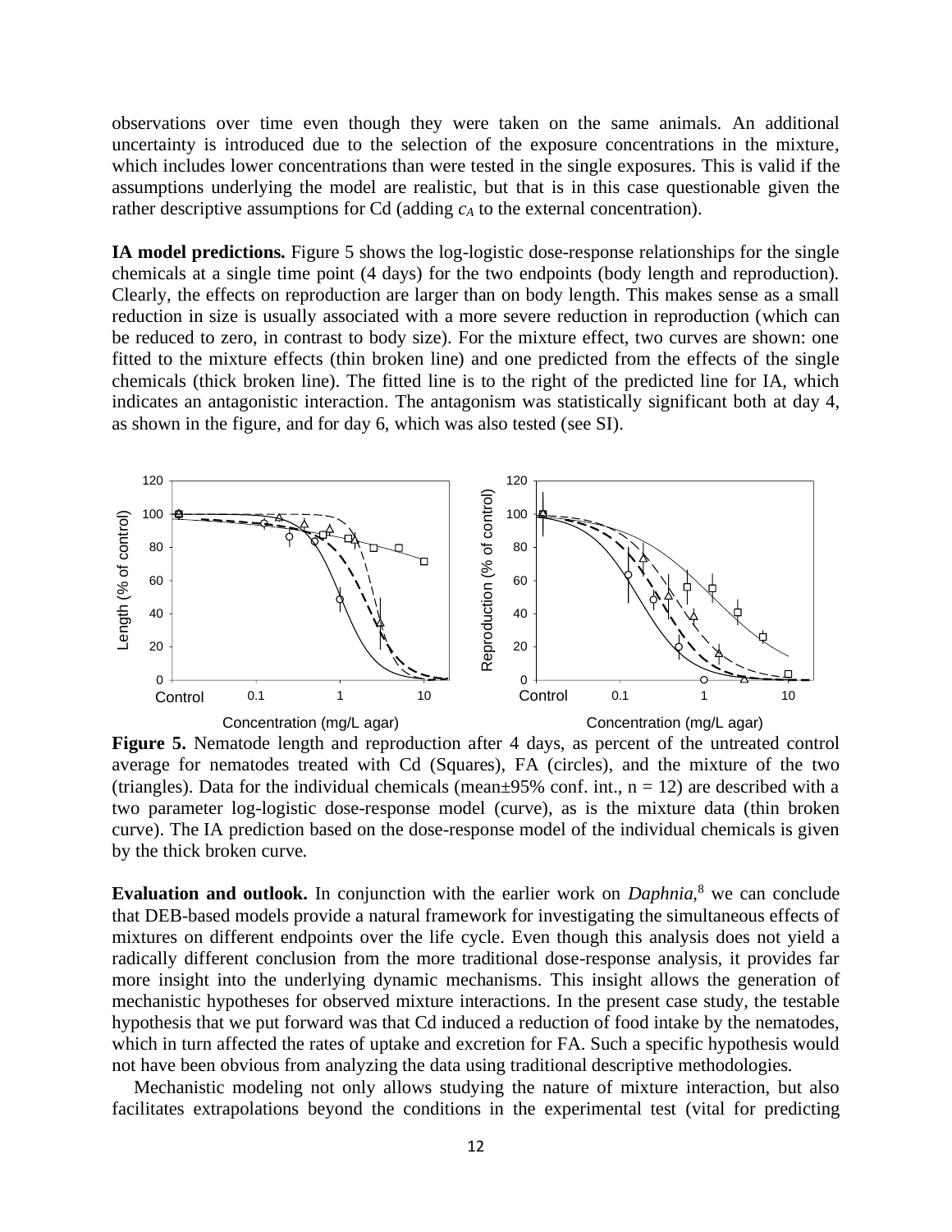observations over time even though they were taken on the same animals. An additional uncertainty is introduced due to the selection of the exposure concentrations in the mixture, which includes lower concentrations than were tested in the single exposures. This is valid if the assumptions underlying the model are realistic, but that is in this case questionable given the rather descriptive assumptions for Cd (adding $c_A$ to the external concentration).

**IA model predictions.** Figure 5 shows the log-logistic dose-response relationships for the single chemicals at a single time point (4 days) for the two endpoints (body length and reproduction). Clearly, the effects on reproduction are larger than on body length. This makes sense as a small reduction in size is usually associated with a more severe reduction in reproduction (which can be reduced to zero, in contrast to body size). For the mixture effect, two curves are shown: one fitted to the mixture effects (thin broken line) and one predicted from the effects of the single chemicals (thick broken line). The fitted line is to the right of the predicted line for IA, which indicates an antagonistic interaction. The antagonism was statistically significant both at day 4, as shown in the figure, and for day 6, which was also tested (see SI).

**Figure 5.** Nematode length and reproduction after 4 days, as percent of the untreated control average for nematodes treated with Cd (Squares), FA (circles), and the mixture of the two (triangles). Data for the individual chemicals (mean±95% conf. int., n = 12) are described with a two parameter log-logistic dose-response model (curve), as is the mixture data (thin broken curve). The IA prediction based on the dose-response model of the individual chemicals is given by the thick broken curve.

**Evaluation and outlook.** In conjunction with the earlier work on *Daphnia*,[8] we can conclude that DEB-based models provide a natural framework for investigating the simultaneous effects of mixtures on different endpoints over the life cycle. Even though this analysis does not yield a radically different conclusion from the more traditional dose-response analysis, it provides far more insight into the underlying dynamic mechanisms. This insight allows the generation of mechanistic hypotheses for observed mixture interactions. In the present case study, the testable hypothesis that we put forward was that Cd induced a reduction of food intake by the nematodes, which in turn affected the rates of uptake and excretion for FA. Such a specific hypothesis would not have been obvious from analyzing the data using traditional descriptive methodologies.

Mechanistic modeling not only allows studying the nature of mixture interaction, but also facilitates extrapolations beyond the conditions in the experimental test (vital for predicting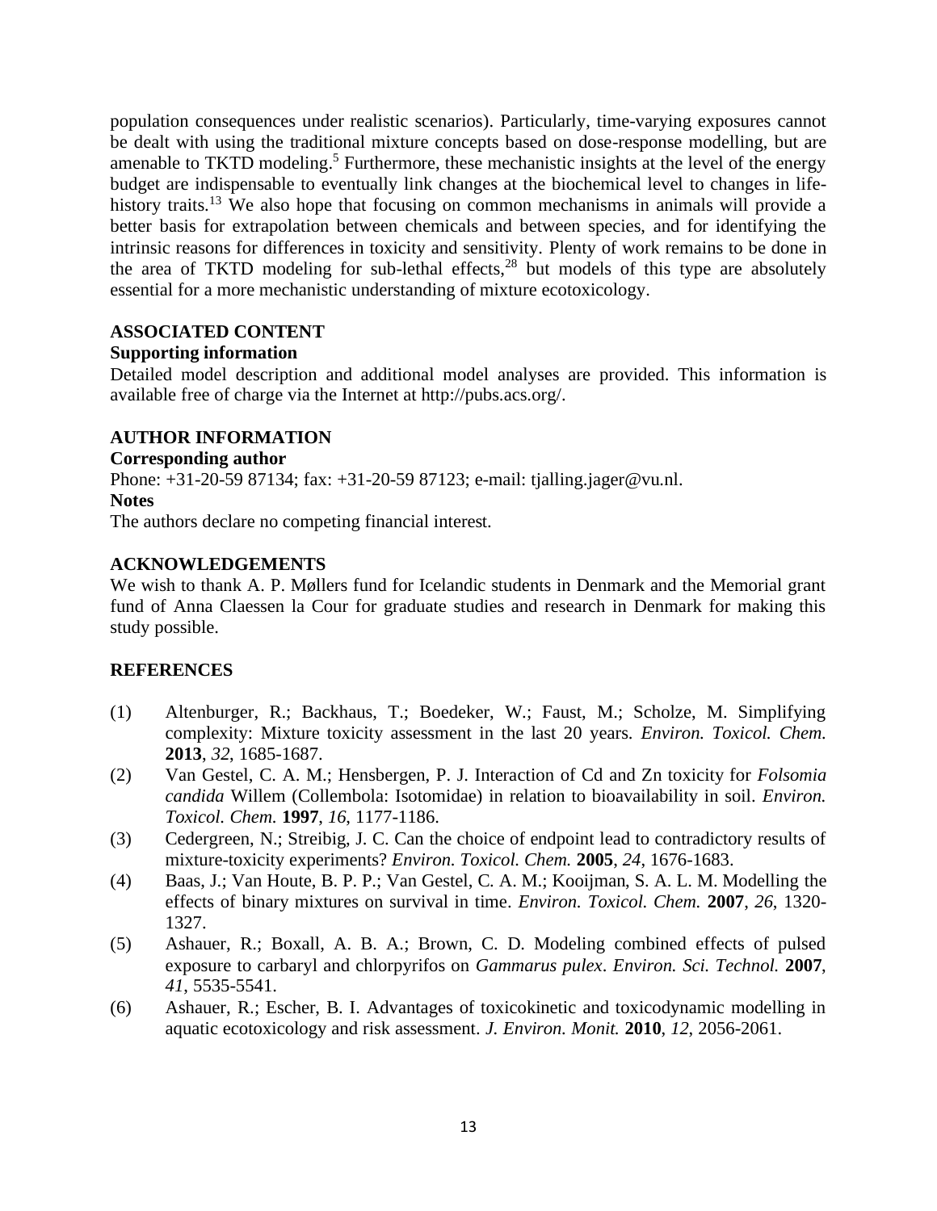population consequences under realistic scenarios). Particularly, time-varying exposures cannot be dealt with using the traditional mixture concepts based on dose-response modelling, but are amenable to TKTD modeling.[5] Furthermore, these mechanistic insights at the level of the energy budget are indispensable to eventually link changes at the biochemical level to changes in life-history traits.[13] We also hope that focusing on common mechanisms in animals will provide a better basis for extrapolation between chemicals and between species, and for identifying the intrinsic reasons for differences in toxicity and sensitivity. Plenty of work remains to be done in the area of TKTD modeling for sub-lethal effects,[28] but models of this type are absolutely essential for a more mechanistic understanding of mixture ecotoxicology.

## ASSOCIATED CONTENT

### Supporting information

Detailed model description and additional model analyses are provided. This information is available free of charge via the Internet at http://pubs.acs.org/.

## AUTHOR INFORMATION

### Corresponding author

Phone: +31-20-59 87134; fax: +31-20-59 87123; e-mail: tjalling.jager@vu.nl.

### Notes

The authors declare no competing financial interest.

## ACKNOWLEDGEMENTS

We wish to thank A. P. Møllers fund for Icelandic students in Denmark and the Memorial grant fund of Anna Claessen la Cour for graduate studies and research in Denmark for making this study possible.

## REFERENCES

(1) Altenburger, R.; Backhaus, T.; Boedeker, W.; Faust, M.; Scholze, M. Simplifying complexity: Mixture toxicity assessment in the last 20 years. *Environ. Toxicol. Chem.* **2013**, *32*, 1685-1687.

(2) Van Gestel, C. A. M.; Hensbergen, P. J. Interaction of Cd and Zn toxicity for *Folsomia candida* Willem (Collembola: Isotomidae) in relation to bioavailability in soil. *Environ. Toxicol. Chem.* **1997**, *16*, 1177-1186.

(3) Cedergreen, N.; Streibig, J. C. Can the choice of endpoint lead to contradictory results of mixture-toxicity experiments? *Environ. Toxicol. Chem.* **2005**, *24*, 1676-1683.

(4) Baas, J.; Van Houte, B. P. P.; Van Gestel, C. A. M.; Kooijman, S. A. L. M. Modelling the effects of binary mixtures on survival in time. *Environ. Toxicol. Chem.* **2007**, *26*, 1320-1327.

(5) Ashauer, R.; Boxall, A. B. A.; Brown, C. D. Modeling combined effects of pulsed exposure to carbaryl and chlorpyrifos on *Gammarus pulex*. *Environ. Sci. Technol.* **2007**, *41*, 5535-5541.

(6) Ashauer, R.; Escher, B. I. Advantages of toxicokinetic and toxicodynamic modelling in aquatic ecotoxicology and risk assessment. *J. Environ. Monit.* **2010**, *12*, 2056-2061.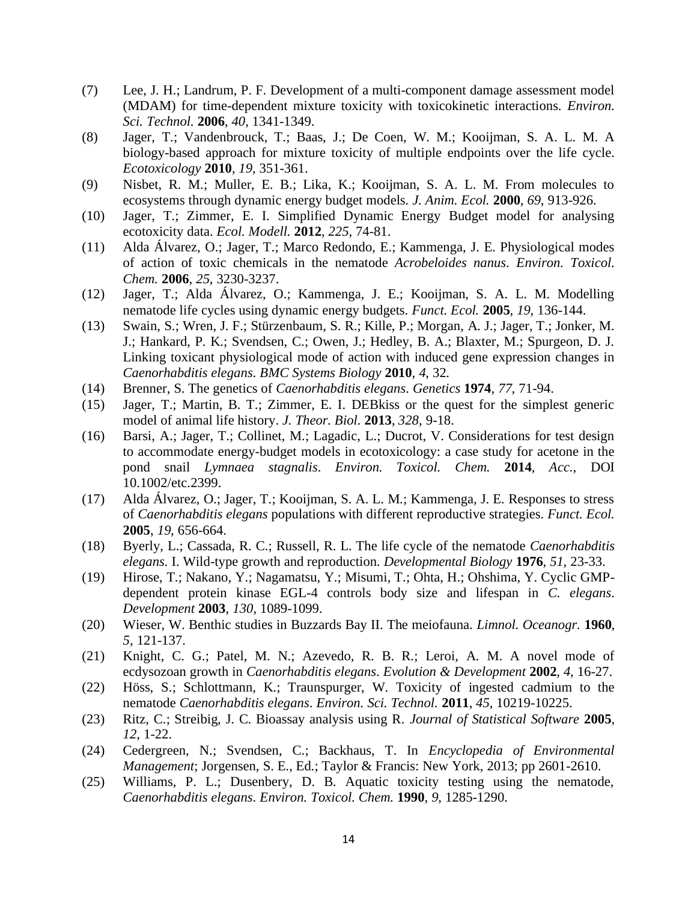(7) Lee, J. H.; Landrum, P. F. Development of a multi-component damage assessment model (MDAM) for time-dependent mixture toxicity with toxicokinetic interactions. *Environ. Sci. Technol.* **2006**, *40*, 1341-1349.

(8) Jager, T.; Vandenbrouck, T.; Baas, J.; De Coen, W. M.; Kooijman, S. A. L. M. A biology-based approach for mixture toxicity of multiple endpoints over the life cycle. *Ecotoxicology* **2010**, *19*, 351-361.

(9) Nisbet, R. M.; Muller, E. B.; Lika, K.; Kooijman, S. A. L. M. From molecules to ecosystems through dynamic energy budget models. *J. Anim. Ecol.* **2000**, *69*, 913-926.

(10) Jager, T.; Zimmer, E. I. Simplified Dynamic Energy Budget model for analysing ecotoxicity data. *Ecol. Modell.* **2012**, *225*, 74-81.

(11) Alda Álvarez, O.; Jager, T.; Marco Redondo, E.; Kammenga, J. E. Physiological modes of action of toxic chemicals in the nematode *Acrobeloides nanus*. *Environ. Toxicol. Chem.* **2006**, *25*, 3230-3237.

(12) Jager, T.; Alda Álvarez, O.; Kammenga, J. E.; Kooijman, S. A. L. M. Modelling nematode life cycles using dynamic energy budgets. *Funct. Ecol.* **2005**, *19*, 136-144.

(13) Swain, S.; Wren, J. F.; Stürzenbaum, S. R.; Kille, P.; Morgan, A. J.; Jager, T.; Jonker, M. J.; Hankard, P. K.; Svendsen, C.; Owen, J.; Hedley, B. A.; Blaxter, M.; Spurgeon, D. J. Linking toxicant physiological mode of action with induced gene expression changes in *Caenorhabditis elegans*. *BMC Systems Biology* **2010**, *4*, 32.

(14) Brenner, S. The genetics of *Caenorhabditis elegans*. *Genetics* **1974**, *77*, 71-94.

(15) Jager, T.; Martin, B. T.; Zimmer, E. I. DEBkiss or the quest for the simplest generic model of animal life history. *J. Theor. Biol.* **2013**, *328*, 9-18.

(16) Barsi, A.; Jager, T.; Collinet, M.; Lagadic, L.; Ducrot, V. Considerations for test design to accommodate energy-budget models in ecotoxicology: a case study for acetone in the pond snail *Lymnaea stagnalis*. *Environ. Toxicol. Chem.* **2014**, *Acc.*, DOI 10.1002/etc.2399.

(17) Alda Álvarez, O.; Jager, T.; Kooijman, S. A. L. M.; Kammenga, J. E. Responses to stress of *Caenorhabditis elegans* populations with different reproductive strategies. *Funct. Ecol.* **2005**, *19*, 656-664.

(18) Byerly, L.; Cassada, R. C.; Russell, R. L. The life cycle of the nematode *Caenorhabditis elegans*. I. Wild-type growth and reproduction. *Developmental Biology* **1976**, *51*, 23-33.

(19) Hirose, T.; Nakano, Y.; Nagamatsu, Y.; Misumi, T.; Ohta, H.; Ohshima, Y. Cyclic GMP-dependent protein kinase EGL-4 controls body size and lifespan in *C. elegans*. *Development* **2003**, *130*, 1089-1099.

(20) Wieser, W. Benthic studies in Buzzards Bay II. The meiofauna. *Limnol. Oceanogr.* **1960**, *5*, 121-137.

(21) Knight, C. G.; Patel, M. N.; Azevedo, R. B. R.; Leroi, A. M. A novel mode of ecdysozoan growth in *Caenorhabditis elegans*. *Evolution & Development* **2002**, *4*, 16-27.

(22) Höss, S.; Schlottmann, K.; Traunspurger, W. Toxicity of ingested cadmium to the nematode *Caenorhabditis elegans*. *Environ. Sci. Technol.* **2011**, *45*, 10219-10225.

(23) Ritz, C.; Streibig, J. C. Bioassay analysis using R. *Journal of Statistical Software* **2005**, *12*, 1-22.

(24) Cedergreen, N.; Svendsen, C.; Backhaus, T. In *Encyclopedia of Environmental Management*; Jorgensen, S. E., Ed.; Taylor & Francis: New York, 2013; pp 2601-2610.

(25) Williams, P. L.; Dusenbery, D. B. Aquatic toxicity testing using the nematode, *Caenorhabditis elegans*. *Environ. Toxicol. Chem.* **1990**, *9*, 1285-1290.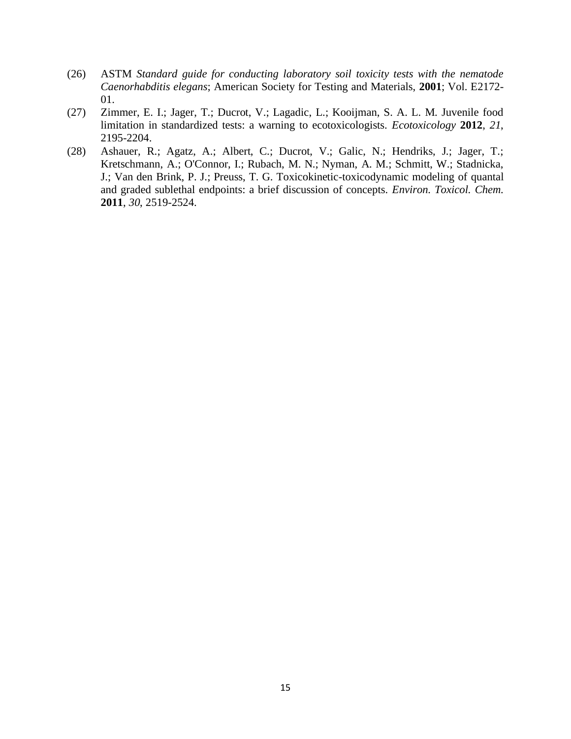(26) ASTM *Standard guide for conducting laboratory soil toxicity tests with the nematode Caenorhabditis elegans*; American Society for Testing and Materials, **2001**; Vol. E2172-01.

(27) Zimmer, E. I.; Jager, T.; Ducrot, V.; Lagadic, L.; Kooijman, S. A. L. M. Juvenile food limitation in standardized tests: a warning to ecotoxicologists. *Ecotoxicology* **2012**, *21*, 2195-2204.

(28) Ashauer, R.; Agatz, A.; Albert, C.; Ducrot, V.; Galic, N.; Hendriks, J.; Jager, T.; Kretschmann, A.; O'Connor, I.; Rubach, M. N.; Nyman, A. M.; Schmitt, W.; Stadnicka, J.; Van den Brink, P. J.; Preuss, T. G. Toxicokinetic-toxicodynamic modeling of quantal and graded sublethal endpoints: a brief discussion of concepts. *Environ. Toxicol. Chem.* **2011**, *30*, 2519-2524.